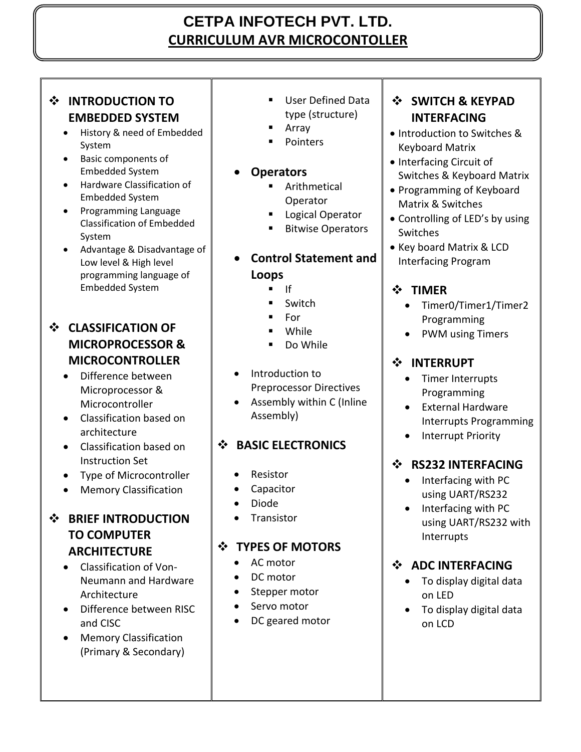# CETPA INFOTECH PVT. LTD.

## CURRICULUM AVR MICROCONTOLLER

### INTRODUCTION TO EMBEDDED SYSTEM

- History & need of Embedded System
- Basic components of Embedded System
- Hardware Classification of Embedded System
- Programming Language Classification of Embedded System
- Advantage & Disadvantage of Low level & High level programming language of Embedded System

### CLASSIFICATION OF MICROPROCESSOR & MICROCONTROLLER

- Difference between Microprocessor & Microcontroller
- Classification based on architecture
- Classification based on Instruction Set
- Type of Microcontroller
- Memory Classification

### BRIEF INTRODUCTION TO COMPUTER ARCHITECTURE

- Classification of Von-Neumann and Hardware Architecture
- Difference between RISC and CISC
- Memory Classification (Primary & Secondary)

---

- User Defined Data type (structure)
- Array
- Pointers

- **Operators**
  - Arithmetical Operator
  - Logical Operator
  - Bitwise Operators

- **Control Statement and Loops**
  - If
  - Switch
  - For
  - While
  - Do While

- Introduction to Preprocessor Directives
- Assembly within C (Inline Assembly)

### BASIC ELECTRONICS

- Resistor
- Capacitor
- Diode
- Transistor

### TYPES OF MOTORS

- AC motor
- DC motor
- Stepper motor
- Servo motor
- DC geared motor

---

### SWITCH & KEYPAD INTERFACING

- Introduction to Switches & Keyboard Matrix
- Interfacing Circuit of Switches & Keyboard Matrix
- Programming of Keyboard Matrix & Switches
- Controlling of LED's by using Switches
- Key board Matrix & LCD Interfacing Program

### TIMER

- Timer0/Timer1/Timer2 Programming
- PWM using Timers

### INTERRUPT

- Timer Interrupts Programming
- External Hardware Interrupts Programming
- Interrupt Priority

### RS232 INTERFACING

- Interfacing with PC using UART/RS232
- Interfacing with PC using UART/RS232 with Interrupts

### ADC INTERFACING

- To display digital data on LED
- To display digital data on LCD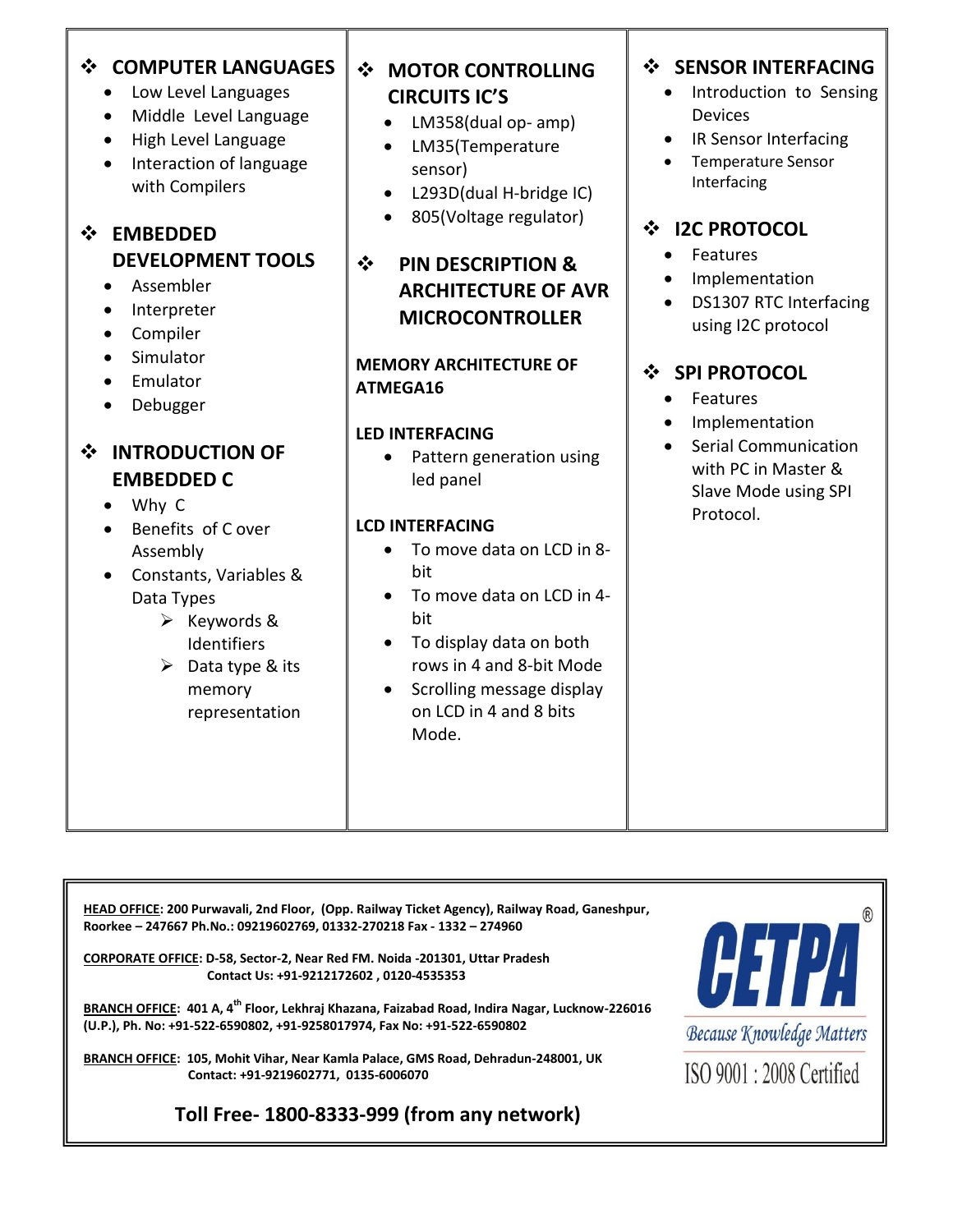## COMPUTER LANGUAGES

- Low Level Languages
- Middle Level Language
- High Level Language
- Interaction of language with Compilers

## EMBEDDED DEVELOPMENT TOOLS

- Assembler
- Interpreter
- Compiler
- Simulator
- Emulator
- Debugger

## INTRODUCTION OF EMBEDDED C

- Why C
- Benefits of C over Assembly
- Constants, Variables & Data Types
  - Keywords & Identifiers
  - Data type & its memory representation

## MOTOR CONTROLLING CIRCUITS IC'S

- LM358(dual op- amp)
- LM35(Temperature sensor)
- L293D(dual H-bridge IC)
- 805(Voltage regulator)

## PIN DESCRIPTION & ARCHITECTURE OF AVR MICROCONTROLLER

**MEMORY ARCHITECTURE OF ATMEGA16**

**LED INTERFACING**

- Pattern generation using led panel

**LCD INTERFACING**

- To move data on LCD in 8-bit
- To move data on LCD in 4-bit
- To display data on both rows in 4 and 8-bit Mode
- Scrolling message display on LCD in 4 and 8 bits Mode.

## SENSOR INTERFACING

- Introduction to Sensing Devices
- IR Sensor Interfacing
- Temperature Sensor Interfacing

## I2C PROTOCOL

- Features
- Implementation
- DS1307 RTC Interfacing using I2C protocol

## SPI PROTOCOL

- Features
- Implementation
- Serial Communication with PC in Master & Slave Mode using SPI Protocol.

---

**HEAD OFFICE: 200 Purwavali, 2nd Floor, (Opp. Railway Ticket Agency), Railway Road, Ganeshpur, Roorkee – 247667 Ph.No.: 09219602769, 01332-270218 Fax - 1332 – 274960**

**CORPORATE OFFICE: D-58, Sector-2, Near Red FM. Noida -201301, Uttar Pradesh**
**Contact Us: +91-9212172602 , 0120-4535353**

**BRANCH OFFICE: 401 A, 4th Floor, Lekhraj Khazana, Faizabad Road, Indira Nagar, Lucknow-226016 (U.P.), Ph. No: +91-522-6590802, +91-9258017974, Fax No: +91-522-6590802**

**BRANCH OFFICE: 105, Mohit Vihar, Near Kamla Palace, GMS Road, Dehradun-248001, UK**
**Contact: +91-9219602771, 0135-6006070**

CETPA®

*Because Knowledge Matters*

ISO 9001 : 2008 Certified

**Toll Free- 1800-8333-999 (from any network)**